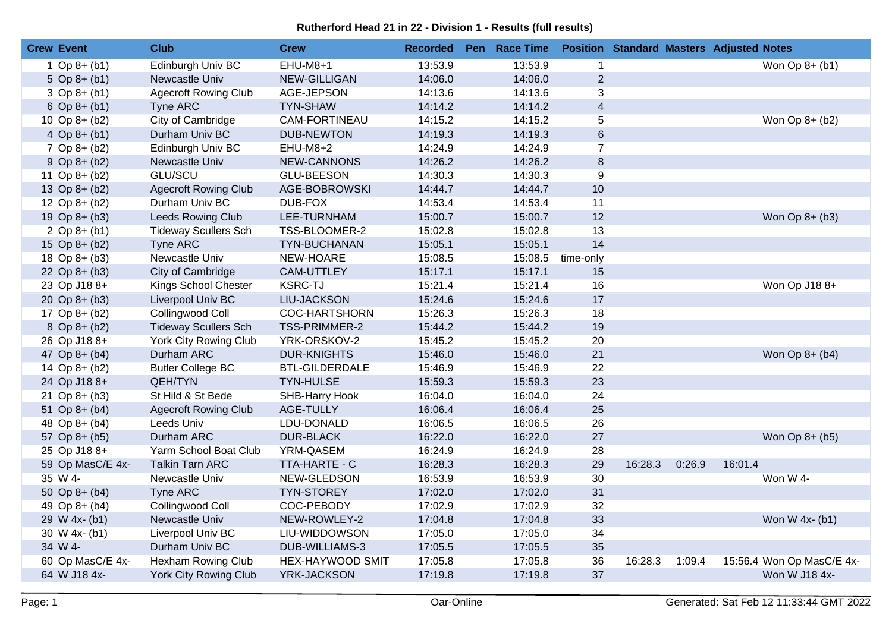**Rutherford Head 21 in 22 - Division 1 - Results (full results)**

| Crew | Event | Club | Crew | Recorded | Pen | Race Time | Position | Standard | Masters | Adjusted | Notes |
|---|---|---|---|---|---|---|---|---|---|---|---|
| 1 | Op 8+ (b1) | Edinburgh Univ BC | EHU-M8+1 | 13:53.9 | | 13:53.9 | 1 | | | | Won Op 8+ (b1) |
| 5 | Op 8+ (b1) | Newcastle Univ | NEW-GILLIGAN | 14:06.0 | | 14:06.0 | 2 | | | | |
| 3 | Op 8+ (b1) | Agecroft Rowing Club | AGE-JEPSON | 14:13.6 | | 14:13.6 | 3 | | | | |
| 6 | Op 8+ (b1) | Tyne ARC | TYN-SHAW | 14:14.2 | | 14:14.2 | 4 | | | | |
| 10 | Op 8+ (b2) | City of Cambridge | CAM-FORTINEAU | 14:15.2 | | 14:15.2 | 5 | | | | Won Op 8+ (b2) |
| 4 | Op 8+ (b1) | Durham Univ BC | DUB-NEWTON | 14:19.3 | | 14:19.3 | 6 | | | | |
| 7 | Op 8+ (b2) | Edinburgh Univ BC | EHU-M8+2 | 14:24.9 | | 14:24.9 | 7 | | | | |
| 9 | Op 8+ (b2) | Newcastle Univ | NEW-CANNONS | 14:26.2 | | 14:26.2 | 8 | | | | |
| 11 | Op 8+ (b2) | GLU/SCU | GLU-BEESON | 14:30.3 | | 14:30.3 | 9 | | | | |
| 13 | Op 8+ (b2) | Agecroft Rowing Club | AGE-BOBROWSKI | 14:44.7 | | 14:44.7 | 10 | | | | |
| 12 | Op 8+ (b2) | Durham Univ BC | DUB-FOX | 14:53.4 | | 14:53.4 | 11 | | | | |
| 19 | Op 8+ (b3) | Leeds Rowing Club | LEE-TURNHAM | 15:00.7 | | 15:00.7 | 12 | | | | Won Op 8+ (b3) |
| 2 | Op 8+ (b1) | Tideway Scullers Sch | TSS-BLOOMER-2 | 15:02.8 | | 15:02.8 | 13 | | | | |
| 15 | Op 8+ (b2) | Tyne ARC | TYN-BUCHANAN | 15:05.1 | | 15:05.1 | 14 | | | | |
| 18 | Op 8+ (b3) | Newcastle Univ | NEW-HOARE | 15:08.5 | | 15:08.5 | time-only | | | | |
| 22 | Op 8+ (b3) | City of Cambridge | CAM-UTTLEY | 15:17.1 | | 15:17.1 | 15 | | | | |
| 23 | Op J18 8+ | Kings School Chester | KSRC-TJ | 15:21.4 | | 15:21.4 | 16 | | | | Won Op J18 8+ |
| 20 | Op 8+ (b3) | Liverpool Univ BC | LIU-JACKSON | 15:24.6 | | 15:24.6 | 17 | | | | |
| 17 | Op 8+ (b2) | Collingwood Coll | COC-HARTSHORN | 15:26.3 | | 15:26.3 | 18 | | | | |
| 8 | Op 8+ (b2) | Tideway Scullers Sch | TSS-PRIMMER-2 | 15:44.2 | | 15:44.2 | 19 | | | | |
| 26 | Op J18 8+ | York City Rowing Club | YRK-ORSKOV-2 | 15:45.2 | | 15:45.2 | 20 | | | | |
| 47 | Op 8+ (b4) | Durham ARC | DUR-KNIGHTS | 15:46.0 | | 15:46.0 | 21 | | | | Won Op 8+ (b4) |
| 14 | Op 8+ (b2) | Butler College BC | BTL-GILDERDALE | 15:46.9 | | 15:46.9 | 22 | | | | |
| 24 | Op J18 8+ | QEH/TYN | TYN-HULSE | 15:59.3 | | 15:59.3 | 23 | | | | |
| 21 | Op 8+ (b3) | St Hild & St Bede | SHB-Harry Hook | 16:04.0 | | 16:04.0 | 24 | | | | |
| 51 | Op 8+ (b4) | Agecroft Rowing Club | AGE-TULLY | 16:06.4 | | 16:06.4 | 25 | | | | |
| 48 | Op 8+ (b4) | Leeds Univ | LDU-DONALD | 16:06.5 | | 16:06.5 | 26 | | | | |
| 57 | Op 8+ (b5) | Durham ARC | DUR-BLACK | 16:22.0 | | 16:22.0 | 27 | | | | Won Op 8+ (b5) |
| 25 | Op J18 8+ | Yarm School Boat Club | YRM-QASEM | 16:24.9 | | 16:24.9 | 28 | | | | |
| 59 | Op MasC/E 4x- | Talkin Tarn ARC | TTA-HARTE - C | 16:28.3 | | 16:28.3 | 29 | 16:28.3 | 0:26.9 | 16:01.4 | |
| 35 | W 4- | Newcastle Univ | NEW-GLEDSON | 16:53.9 | | 16:53.9 | 30 | | | | Won W 4- |
| 50 | Op 8+ (b4) | Tyne ARC | TYN-STOREY | 17:02.0 | | 17:02.0 | 31 | | | | |
| 49 | Op 8+ (b4) | Collingwood Coll | COC-PEBODY | 17:02.9 | | 17:02.9 | 32 | | | | |
| 29 | W 4x- (b1) | Newcastle Univ | NEW-ROWLEY-2 | 17:04.8 | | 17:04.8 | 33 | | | | Won W 4x- (b1) |
| 30 | W 4x- (b1) | Liverpool Univ BC | LIU-WIDDOWSON | 17:05.0 | | 17:05.0 | 34 | | | | |
| 34 | W 4- | Durham Univ BC | DUB-WILLIAMS-3 | 17:05.5 | | 17:05.5 | 35 | | | | |
| 60 | Op MasC/E 4x- | Hexham Rowing Club | HEX-HAYWOOD SMIT | 17:05.8 | | 17:05.8 | 36 | 16:28.3 | 1:09.4 | 15:56.4 | Won Op MasC/E 4x- |
| 64 | W J18 4x- | York City Rowing Club | YRK-JACKSON | 17:19.8 | | 17:19.8 | 37 | | | | Won W J18 4x- |

Oar-Online

Generated: Sat Feb 12 11:33:44 GMT 2022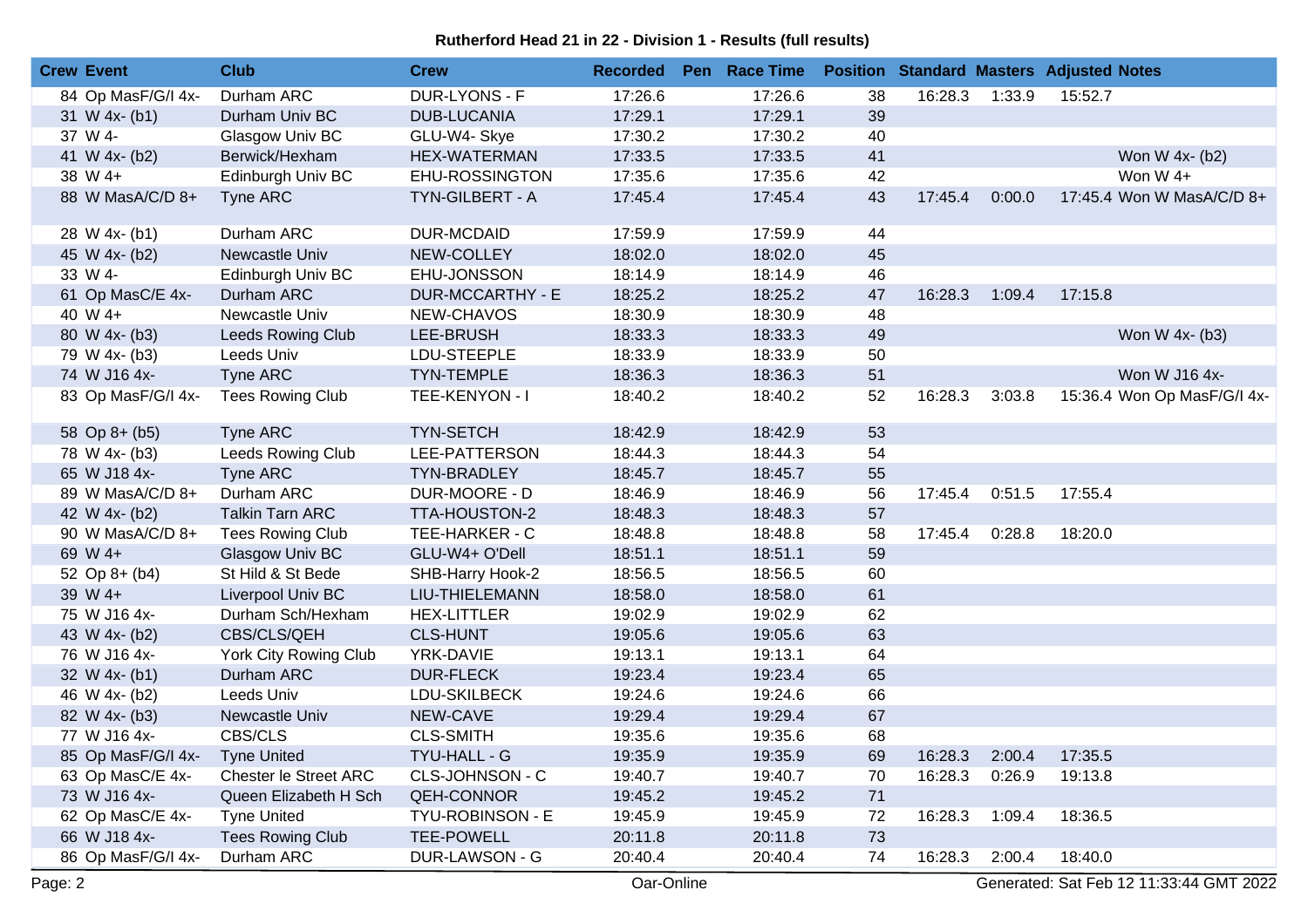**Rutherford Head 21 in 22 - Division 1 - Results (full results)**

| Crew | Event | Club | Crew | Recorded | Pen | Race Time | Position | Standard | Masters | Adjusted | Notes |
|---|---|---|---|---|---|---|---|---|---|---|---|
| 84 | Op MasF/G/I 4x- | Durham ARC | DUR-LYONS - F | 17:26.6 | | 17:26.6 | 38 | 16:28.3 | 1:33.9 | 15:52.7 | |
| 31 | W 4x- (b1) | Durham Univ BC | DUB-LUCANIA | 17:29.1 | | 17:29.1 | 39 | | | | |
| 37 | W 4- | Glasgow Univ BC | GLU-W4- Skye | 17:30.2 | | 17:30.2 | 40 | | | | |
| 41 | W 4x- (b2) | Berwick/Hexham | HEX-WATERMAN | 17:33.5 | | 17:33.5 | 41 | | | | Won W 4x- (b2) |
| 38 | W 4+ | Edinburgh Univ BC | EHU-ROSSINGTON | 17:35.6 | | 17:35.6 | 42 | | | | Won W 4+ |
| 88 | W MasA/C/D 8+ | Tyne ARC | TYN-GILBERT - A | 17:45.4 | | 17:45.4 | 43 | 17:45.4 | 0:00.0 | 17:45.4 | Won W MasA/C/D 8+ |
| 28 | W 4x- (b1) | Durham ARC | DUR-MCDAID | 17:59.9 | | 17:59.9 | 44 | | | | |
| 45 | W 4x- (b2) | Newcastle Univ | NEW-COLLEY | 18:02.0 | | 18:02.0 | 45 | | | | |
| 33 | W 4- | Edinburgh Univ BC | EHU-JONSSON | 18:14.9 | | 18:14.9 | 46 | | | | |
| 61 | Op MasC/E 4x- | Durham ARC | DUR-MCCARTHY - E | 18:25.2 | | 18:25.2 | 47 | 16:28.3 | 1:09.4 | 17:15.8 | |
| 40 | W 4+ | Newcastle Univ | NEW-CHAVOS | 18:30.9 | | 18:30.9 | 48 | | | | |
| 80 | W 4x- (b3) | Leeds Rowing Club | LEE-BRUSH | 18:33.3 | | 18:33.3 | 49 | | | | Won W 4x- (b3) |
| 79 | W 4x- (b3) | Leeds Univ | LDU-STEEPLE | 18:33.9 | | 18:33.9 | 50 | | | | |
| 74 | W J16 4x- | Tyne ARC | TYN-TEMPLE | 18:36.3 | | 18:36.3 | 51 | | | | Won W J16 4x- |
| 83 | Op MasF/G/I 4x- | Tees Rowing Club | TEE-KENYON - I | 18:40.2 | | 18:40.2 | 52 | 16:28.3 | 3:03.8 | 15:36.4 | Won Op MasF/G/I 4x- |
| 58 | Op 8+ (b5) | Tyne ARC | TYN-SETCH | 18:42.9 | | 18:42.9 | 53 | | | | |
| 78 | W 4x- (b3) | Leeds Rowing Club | LEE-PATTERSON | 18:44.3 | | 18:44.3 | 54 | | | | |
| 65 | W J18 4x- | Tyne ARC | TYN-BRADLEY | 18:45.7 | | 18:45.7 | 55 | | | | |
| 89 | W MasA/C/D 8+ | Durham ARC | DUR-MOORE - D | 18:46.9 | | 18:46.9 | 56 | 17:45.4 | 0:51.5 | 17:55.4 | |
| 42 | W 4x- (b2) | Talkin Tarn ARC | TTA-HOUSTON-2 | 18:48.3 | | 18:48.3 | 57 | | | | |
| 90 | W MasA/C/D 8+ | Tees Rowing Club | TEE-HARKER - C | 18:48.8 | | 18:48.8 | 58 | 17:45.4 | 0:28.8 | 18:20.0 | |
| 69 | W 4+ | Glasgow Univ BC | GLU-W4+ O'Dell | 18:51.1 | | 18:51.1 | 59 | | | | |
| 52 | Op 8+ (b4) | St Hild & St Bede | SHB-Harry Hook-2 | 18:56.5 | | 18:56.5 | 60 | | | | |
| 39 | W 4+ | Liverpool Univ BC | LIU-THIELEMANN | 18:58.0 | | 18:58.0 | 61 | | | | |
| 75 | W J16 4x- | Durham Sch/Hexham | HEX-LITTLER | 19:02.9 | | 19:02.9 | 62 | | | | |
| 43 | W 4x- (b2) | CBS/CLS/QEH | CLS-HUNT | 19:05.6 | | 19:05.6 | 63 | | | | |
| 76 | W J16 4x- | York City Rowing Club | YRK-DAVIE | 19:13.1 | | 19:13.1 | 64 | | | | |
| 32 | W 4x- (b1) | Durham ARC | DUR-FLECK | 19:23.4 | | 19:23.4 | 65 | | | | |
| 46 | W 4x- (b2) | Leeds Univ | LDU-SKILBECK | 19:24.6 | | 19:24.6 | 66 | | | | |
| 82 | W 4x- (b3) | Newcastle Univ | NEW-CAVE | 19:29.4 | | 19:29.4 | 67 | | | | |
| 77 | W J16 4x- | CBS/CLS | CLS-SMITH | 19:35.6 | | 19:35.6 | 68 | | | | |
| 85 | Op MasF/G/I 4x- | Tyne United | TYU-HALL - G | 19:35.9 | | 19:35.9 | 69 | 16:28.3 | 2:00.4 | 17:35.5 | |
| 63 | Op MasC/E 4x- | Chester le Street ARC | CLS-JOHNSON - C | 19:40.7 | | 19:40.7 | 70 | 16:28.3 | 0:26.9 | 19:13.8 | |
| 73 | W J16 4x- | Queen Elizabeth H Sch | QEH-CONNOR | 19:45.2 | | 19:45.2 | 71 | | | | |
| 62 | Op MasC/E 4x- | Tyne United | TYU-ROBINSON - E | 19:45.9 | | 19:45.9 | 72 | 16:28.3 | 1:09.4 | 18:36.5 | |
| 66 | W J18 4x- | Tees Rowing Club | TEE-POWELL | 20:11.8 | | 20:11.8 | 73 | | | | |
| 86 | Op MasF/G/I 4x- | Durham ARC | DUR-LAWSON - G | 20:40.4 | | 20:40.4 | 74 | 16:28.3 | 2:00.4 | 18:40.0 | |

Oar-Online

Generated: Sat Feb 12 11:33:44 GMT 2022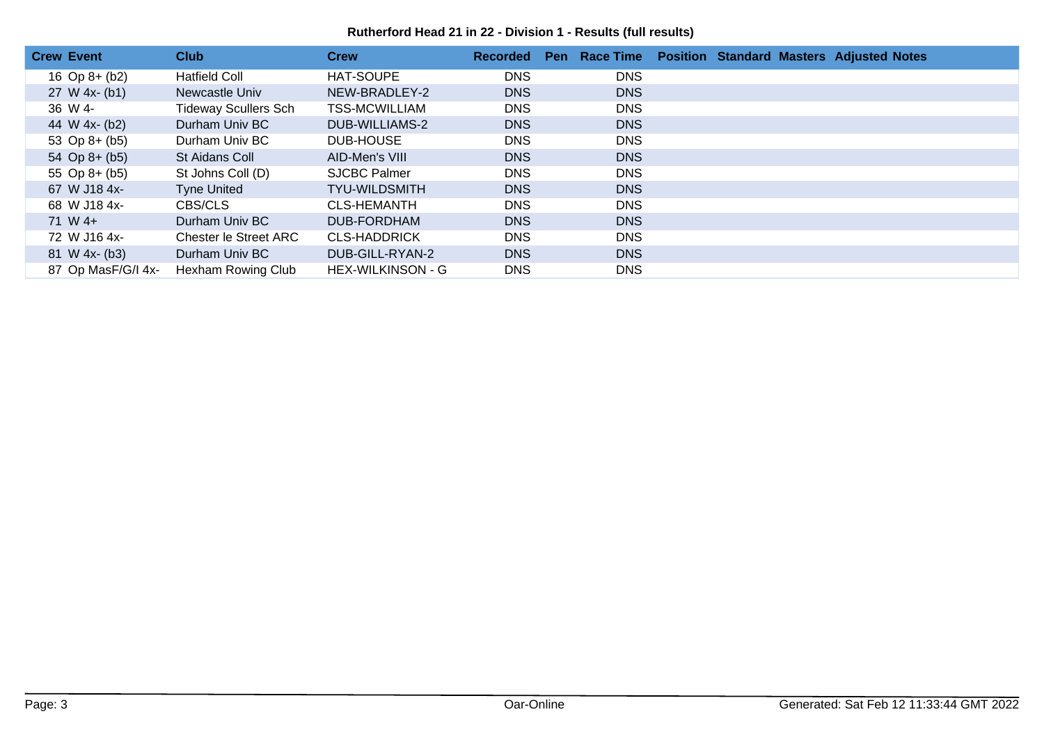**Rutherford Head 21 in 22 - Division 1 - Results (full results)**

| Crew | Event | Club | Crew | Recorded | Pen | Race Time | Position | Standard | Masters | Adjusted | Notes |
|---|---|---|---|---|---|---|---|---|---|---|---|
| 16 | Op 8+ (b2) | Hatfield Coll | HAT-SOUPE | DNS | | DNS | | | | | |
| 27 | W 4x- (b1) | Newcastle Univ | NEW-BRADLEY-2 | DNS | | DNS | | | | | |
| 36 | W 4- | Tideway Scullers Sch | TSS-MCWILLIAM | DNS | | DNS | | | | | |
| 44 | W 4x- (b2) | Durham Univ BC | DUB-WILLIAMS-2 | DNS | | DNS | | | | | |
| 53 | Op 8+ (b5) | Durham Univ BC | DUB-HOUSE | DNS | | DNS | | | | | |
| 54 | Op 8+ (b5) | St Aidans Coll | AID-Men's VIII | DNS | | DNS | | | | | |
| 55 | Op 8+ (b5) | St Johns Coll (D) | SJCBC Palmer | DNS | | DNS | | | | | |
| 67 | W J18 4x- | Tyne United | TYU-WILDSMITH | DNS | | DNS | | | | | |
| 68 | W J18 4x- | CBS/CLS | CLS-HEMANTH | DNS | | DNS | | | | | |
| 71 | W 4+ | Durham Univ BC | DUB-FORDHAM | DNS | | DNS | | | | | |
| 72 | W J16 4x- | Chester le Street ARC | CLS-HADDRICK | DNS | | DNS | | | | | |
| 81 | W 4x- (b3) | Durham Univ BC | DUB-GILL-RYAN-2 | DNS | | DNS | | | | | |
| 87 | Op MasF/G/I 4x- | Hexham Rowing Club | HEX-WILKINSON - G | DNS | | DNS | | | | | |